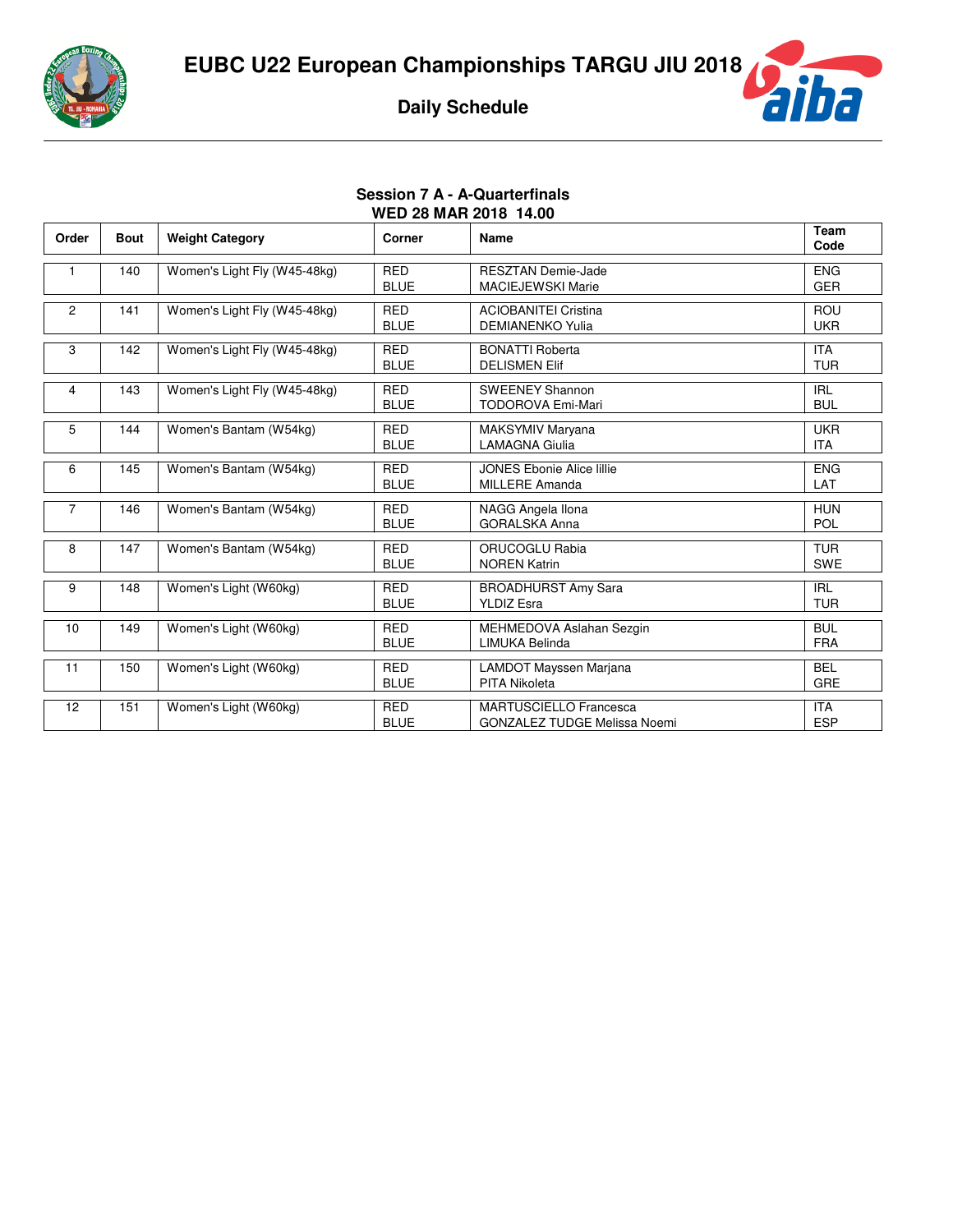# EUBC U22 European Championships TARGU JIU 2018

## Daily Schedule

### Session 7 A - A-Quarterfinals
### WED 28 MAR 2018 14.00

| Order | Bout | Weight Category | Corner | Name | Team Code |
|---|---|---|---|---|---|
| 1 | 140 | Women's Light Fly (W45-48kg) | RED<br>BLUE | RESZTAN Demie-Jade<br>MACIEJEWSKI Marie | ENG<br>GER |
| 2 | 141 | Women's Light Fly (W45-48kg) | RED<br>BLUE | ACIOBANITEI Cristina<br>DEMIANENKO Yulia | ROU<br>UKR |
| 3 | 142 | Women's Light Fly (W45-48kg) | RED<br>BLUE | BONATTI Roberta<br>DELISMEN Elif | ITA<br>TUR |
| 4 | 143 | Women's Light Fly (W45-48kg) | RED<br>BLUE | SWEENEY Shannon<br>TODOROVA Emi-Mari | IRL<br>BUL |
| 5 | 144 | Women's Bantam (W54kg) | RED<br>BLUE | MAKSYMIV Maryana<br>LAMAGNA Giulia | UKR<br>ITA |
| 6 | 145 | Women's Bantam (W54kg) | RED<br>BLUE | JONES Ebonie Alice lillie<br>MILLERE Amanda | ENG<br>LAT |
| 7 | 146 | Women's Bantam (W54kg) | RED<br>BLUE | NAGG Angela Ilona<br>GORALSKA Anna | HUN<br>POL |
| 8 | 147 | Women's Bantam (W54kg) | RED<br>BLUE | ORUCOGLU Rabia<br>NOREN Katrin | TUR<br>SWE |
| 9 | 148 | Women's Light (W60kg) | RED<br>BLUE | BROADHURST Amy Sara<br>YLDIZ Esra | IRL<br>TUR |
| 10 | 149 | Women's Light (W60kg) | RED<br>BLUE | MEHMEDOVA Aslahan Sezgin<br>LIMUKA Belinda | BUL<br>FRA |
| 11 | 150 | Women's Light (W60kg) | RED<br>BLUE | LAMDOT Mayssen Marjana<br>PITA Nikoleta | BEL<br>GRE |
| 12 | 151 | Women's Light (W60kg) | RED<br>BLUE | MARTUSCIELLO Francesca<br>GONZALEZ TUDGE Melissa Noemi | ITA<br>ESP |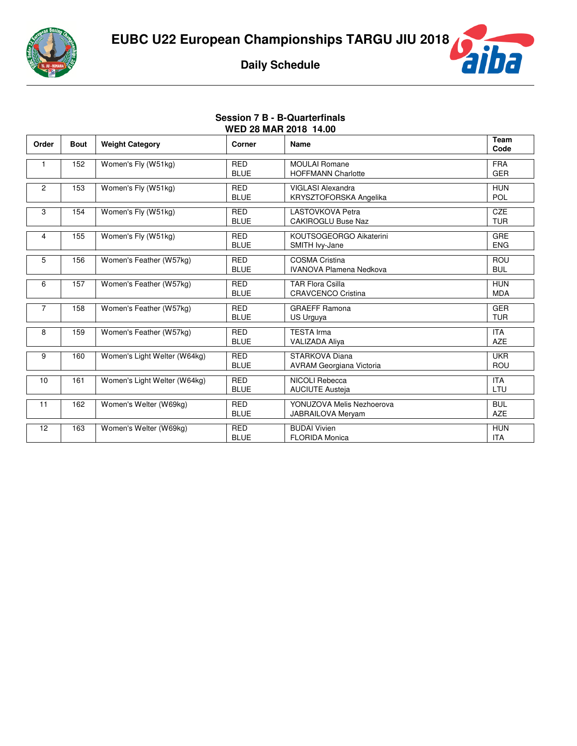# EUBC U22 European Championships TARGU JIU 2018

## Daily Schedule

### Session 7 B - B-Quarterfinals
**WED 28 MAR 2018 14.00**

| Order | Bout | Weight Category | Corner | Name | Team Code |
|---|---|---|---|---|---|
| 1 | 152 | Women's Fly (W51kg) | RED<br>BLUE | MOULAI Romane<br>HOFFMANN Charlotte | FRA<br>GER |
| 2 | 153 | Women's Fly (W51kg) | RED<br>BLUE | VIGLASI Alexandra<br>KRYSZTOFORSKA Angelika | HUN<br>POL |
| 3 | 154 | Women's Fly (W51kg) | RED<br>BLUE | LASTOVKOVA Petra<br>CAKIROGLU Buse Naz | CZE<br>TUR |
| 4 | 155 | Women's Fly (W51kg) | RED<br>BLUE | KOUTSOGEORGO Aikaterini<br>SMITH Ivy-Jane | GRE<br>ENG |
| 5 | 156 | Women's Feather (W57kg) | RED<br>BLUE | COSMA Cristina<br>IVANOVA Plamena Nedkova | ROU<br>BUL |
| 6 | 157 | Women's Feather (W57kg) | RED<br>BLUE | TAR Flora Csilla<br>CRAVCENCO Cristina | HUN<br>MDA |
| 7 | 158 | Women's Feather (W57kg) | RED<br>BLUE | GRAEFF Ramona<br>US Urguya | GER<br>TUR |
| 8 | 159 | Women's Feather (W57kg) | RED<br>BLUE | TESTA Irma<br>VALIZADA Aliya | ITA<br>AZE |
| 9 | 160 | Women's Light Welter (W64kg) | RED<br>BLUE | STARKOVA Diana<br>AVRAM Georgiana Victoria | UKR<br>ROU |
| 10 | 161 | Women's Light Welter (W64kg) | RED<br>BLUE | NICOLI Rebecca<br>AUCIUTE Austeja | ITA<br>LTU |
| 11 | 162 | Women's Welter (W69kg) | RED<br>BLUE | YONUZOVA Melis Nezhoerova<br>JABRAILOVA Meryam | BUL<br>AZE |
| 12 | 163 | Women's Welter (W69kg) | RED<br>BLUE | BUDAI Vivien<br>FLORIDA Monica | HUN<br>ITA |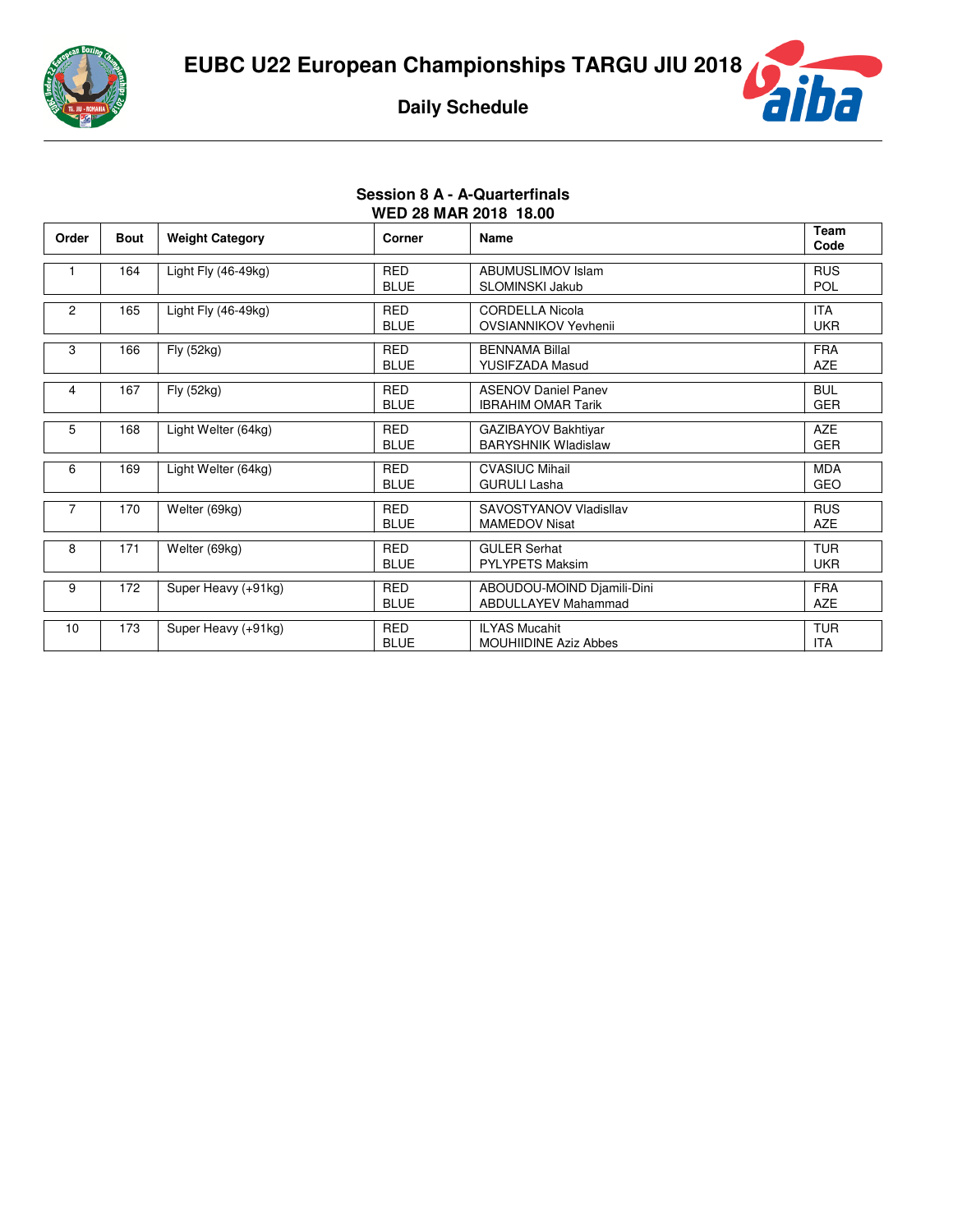# EUBC U22 European Championships TARGU JIU 2018

## Daily Schedule

### Session 8 A - A-Quarterfinals
### WED 28 MAR 2018 18.00

| Order | Bout | Weight Category | Corner | Name | Team Code |
|---|---|---|---|---|---|
| 1 | 164 | Light Fly (46-49kg) | RED<br>BLUE | ABUMUSLIMOV Islam<br>SLOMINSKI Jakub | RUS<br>POL |
| 2 | 165 | Light Fly (46-49kg) | RED<br>BLUE | CORDELLA Nicola<br>OVSIANNIKOV Yevhenii | ITA<br>UKR |
| 3 | 166 | Fly (52kg) | RED<br>BLUE | BENNAMA Billal<br>YUSIFZADA Masud | FRA<br>AZE |
| 4 | 167 | Fly (52kg) | RED<br>BLUE | ASENOV Daniel Panev<br>IBRAHIM OMAR Tarik | BUL<br>GER |
| 5 | 168 | Light Welter (64kg) | RED<br>BLUE | GAZIBAYOV Bakhtiyar<br>BARYSHNIK Wladislaw | AZE<br>GER |
| 6 | 169 | Light Welter (64kg) | RED<br>BLUE | CVASIUC Mihail<br>GURULI Lasha | MDA<br>GEO |
| 7 | 170 | Welter (69kg) | RED<br>BLUE | SAVOSTYANOV Vladisllav<br>MAMEDOV Nisat | RUS<br>AZE |
| 8 | 171 | Welter (69kg) | RED<br>BLUE | GULER Serhat<br>PYLYPETS Maksim | TUR<br>UKR |
| 9 | 172 | Super Heavy (+91kg) | RED<br>BLUE | ABOUDOU-MOIND Djamili-Dini<br>ABDULLAYEV Mahammad | FRA<br>AZE |
| 10 | 173 | Super Heavy (+91kg) | RED<br>BLUE | ILYAS Mucahit<br>MOUHIIDINE Aziz Abbes | TUR<br>ITA |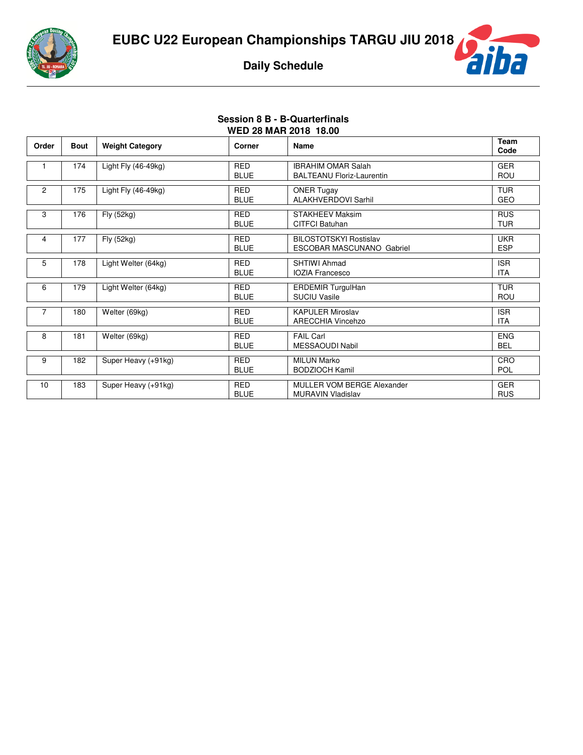# EUBC U22 European Championships TARGU JIU 2018

## Daily Schedule

### Session 8 B - B-Quarterfinals
### WED 28 MAR 2018 18.00

| Order | Bout | Weight Category | Corner | Name | Team Code |
|---|---|---|---|---|---|
| 1 | 174 | Light Fly (46-49kg) | RED<br>BLUE | IBRAHIM OMAR Salah<br>BALTEANU Floriz-Laurentin | GER<br>ROU |
| 2 | 175 | Light Fly (46-49kg) | RED<br>BLUE | ONER Tugay<br>ALAKHVERDOVI Sarhil | TUR<br>GEO |
| 3 | 176 | Fly (52kg) | RED<br>BLUE | STAKHEEV Maksim<br>CITFCI Batuhan | RUS<br>TUR |
| 4 | 177 | Fly (52kg) | RED<br>BLUE | BILOSTOTSKYI Rostislav<br>ESCOBAR MASCUNANO Gabriel | UKR<br>ESP |
| 5 | 178 | Light Welter (64kg) | RED<br>BLUE | SHTIWI Ahmad<br>IOZIA Francesco | ISR<br>ITA |
| 6 | 179 | Light Welter (64kg) | RED<br>BLUE | ERDEMIR TurgulHan<br>SUCIU Vasile | TUR<br>ROU |
| 7 | 180 | Welter (69kg) | RED<br>BLUE | KAPULER Miroslav<br>ARECCHIA Vincehzo | ISR<br>ITA |
| 8 | 181 | Welter (69kg) | RED<br>BLUE | FAIL Carl<br>MESSAOUDI Nabil | ENG<br>BEL |
| 9 | 182 | Super Heavy (+91kg) | RED<br>BLUE | MILUN Marko<br>BODZIOCH Kamil | CRO<br>POL |
| 10 | 183 | Super Heavy (+91kg) | RED<br>BLUE | MULLER VOM BERGE Alexander<br>MURAVIN Vladislav | GER<br>RUS |